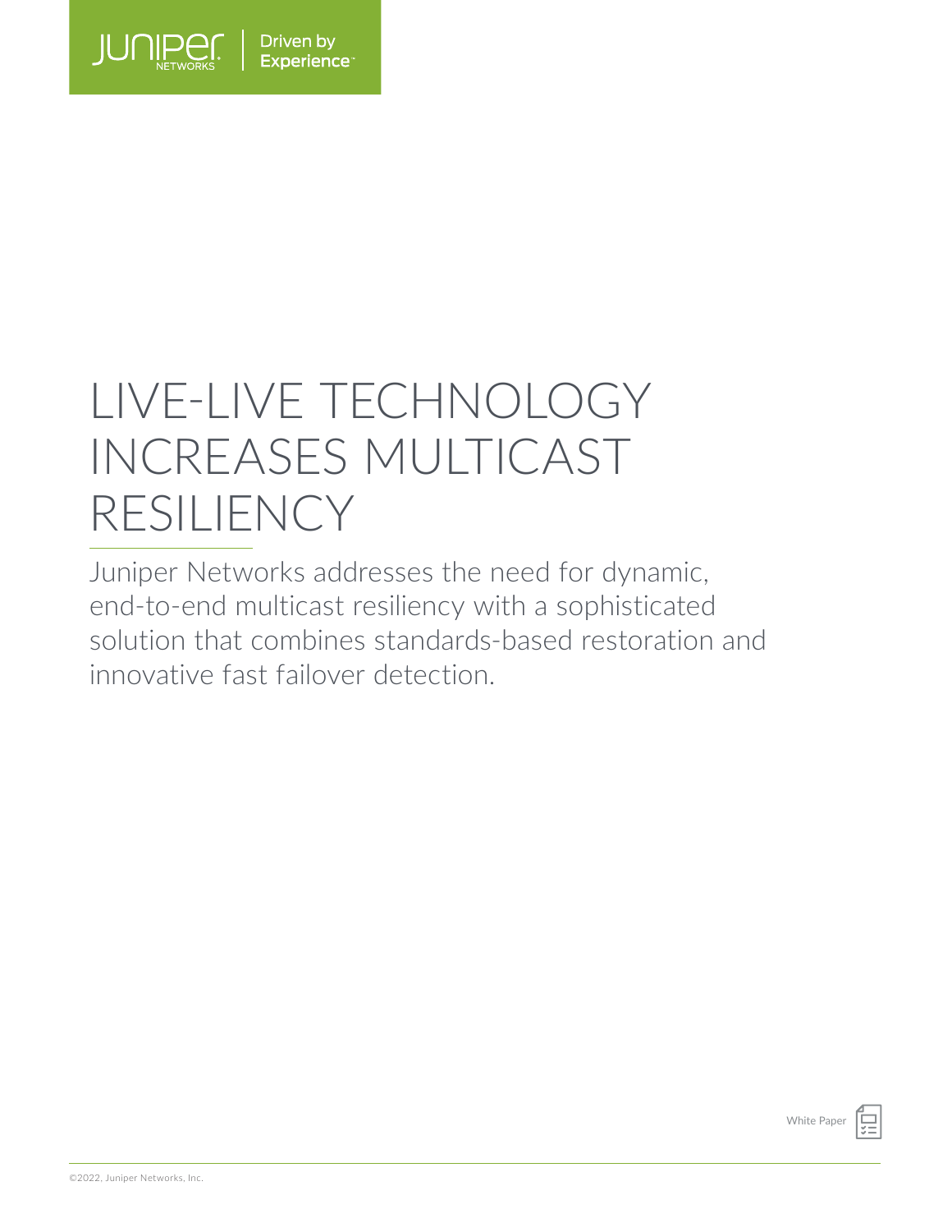# LIVE-LIVE TECHNOLOGY INCREASES MULTICAST RESILIENCY

Juniper Networks addresses the need for dynamic, end-to-end multicast resiliency with a sophisticated solution that combines standards-based restoration and innovative fast failover detection.

White Paper

©2022, Juniper Networks, Inc.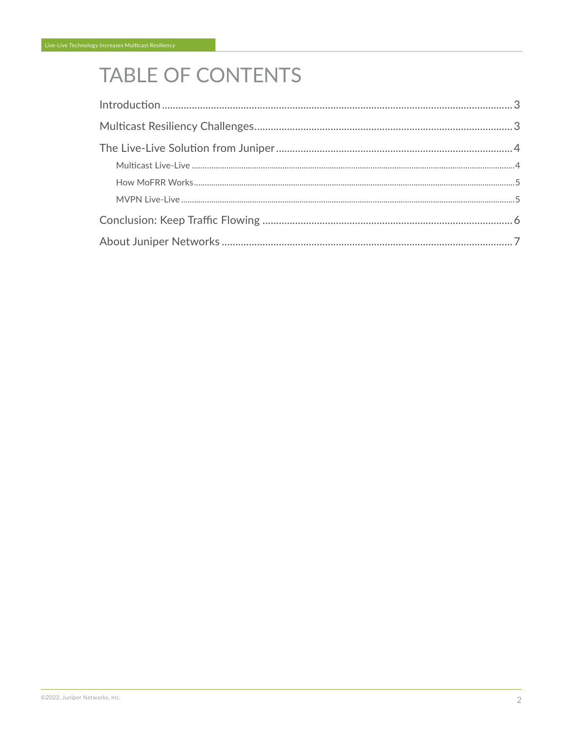# TABLE OF CONTENTS

Introduction......3

Multicast Resiliency Challenges......3

The Live-Live Solution from Juniper......4

- Multicast Live-Live......4
- How MoFRR Works......5
- MVPN Live-Live......5

Conclusion: Keep Traffic Flowing......6

About Juniper Networks......7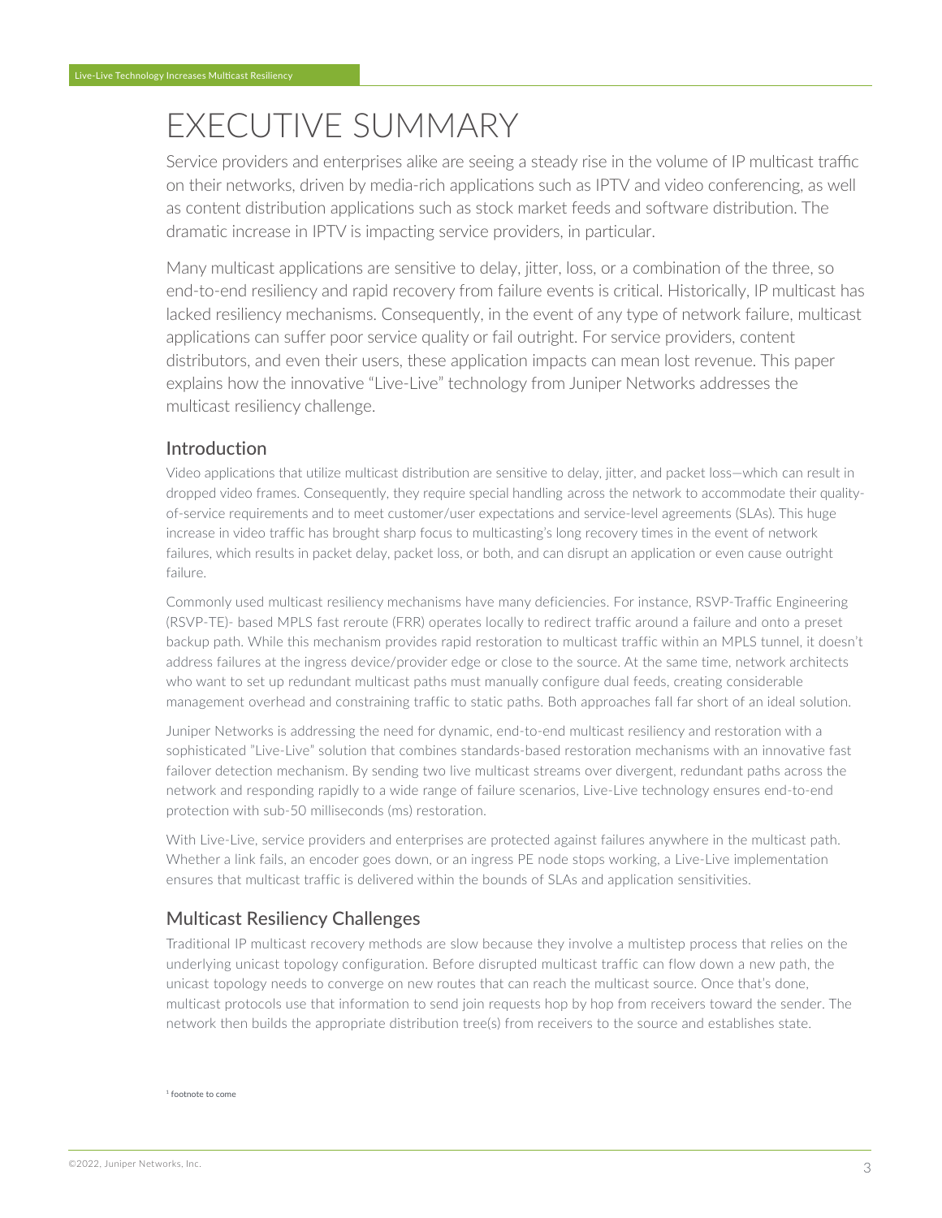# EXECUTIVE SUMMARY

Service providers and enterprises alike are seeing a steady rise in the volume of IP multicast traffic on their networks, driven by media-rich applications such as IPTV and video conferencing, as well as content distribution applications such as stock market feeds and software distribution. The dramatic increase in IPTV is impacting service providers, in particular.

Many multicast applications are sensitive to delay, jitter, loss, or a combination of the three, so end-to-end resiliency and rapid recovery from failure events is critical. Historically, IP multicast has lacked resiliency mechanisms. Consequently, in the event of any type of network failure, multicast applications can suffer poor service quality or fail outright. For service providers, content distributors, and even their users, these application impacts can mean lost revenue. This paper explains how the innovative "Live-Live" technology from Juniper Networks addresses the multicast resiliency challenge.

## Introduction

Video applications that utilize multicast distribution are sensitive to delay, jitter, and packet loss—which can result in dropped video frames. Consequently, they require special handling across the network to accommodate their quality-of-service requirements and to meet customer/user expectations and service-level agreements (SLAs). This huge increase in video traffic has brought sharp focus to multicasting's long recovery times in the event of network failures, which results in packet delay, packet loss, or both, and can disrupt an application or even cause outright failure.

Commonly used multicast resiliency mechanisms have many deficiencies. For instance, RSVP-Traffic Engineering (RSVP-TE)- based MPLS fast reroute (FRR) operates locally to redirect traffic around a failure and onto a preset backup path. While this mechanism provides rapid restoration to multicast traffic within an MPLS tunnel, it doesn't address failures at the ingress device/provider edge or close to the source. At the same time, network architects who want to set up redundant multicast paths must manually configure dual feeds, creating considerable management overhead and constraining traffic to static paths. Both approaches fall far short of an ideal solution.

Juniper Networks is addressing the need for dynamic, end-to-end multicast resiliency and restoration with a sophisticated "Live-Live" solution that combines standards-based restoration mechanisms with an innovative fast failover detection mechanism. By sending two live multicast streams over divergent, redundant paths across the network and responding rapidly to a wide range of failure scenarios, Live-Live technology ensures end-to-end protection with sub-50 milliseconds (ms) restoration.

With Live-Live, service providers and enterprises are protected against failures anywhere in the multicast path. Whether a link fails, an encoder goes down, or an ingress PE node stops working, a Live-Live implementation ensures that multicast traffic is delivered within the bounds of SLAs and application sensitivities.

## Multicast Resiliency Challenges

Traditional IP multicast recovery methods are slow because they involve a multistep process that relies on the underlying unicast topology configuration. Before disrupted multicast traffic can flow down a new path, the unicast topology needs to converge on new routes that can reach the multicast source. Once that's done, multicast protocols use that information to send join requests hop by hop from receivers toward the sender. The network then builds the appropriate distribution tree(s) from receivers to the source and establishes state.

[1] footnote to come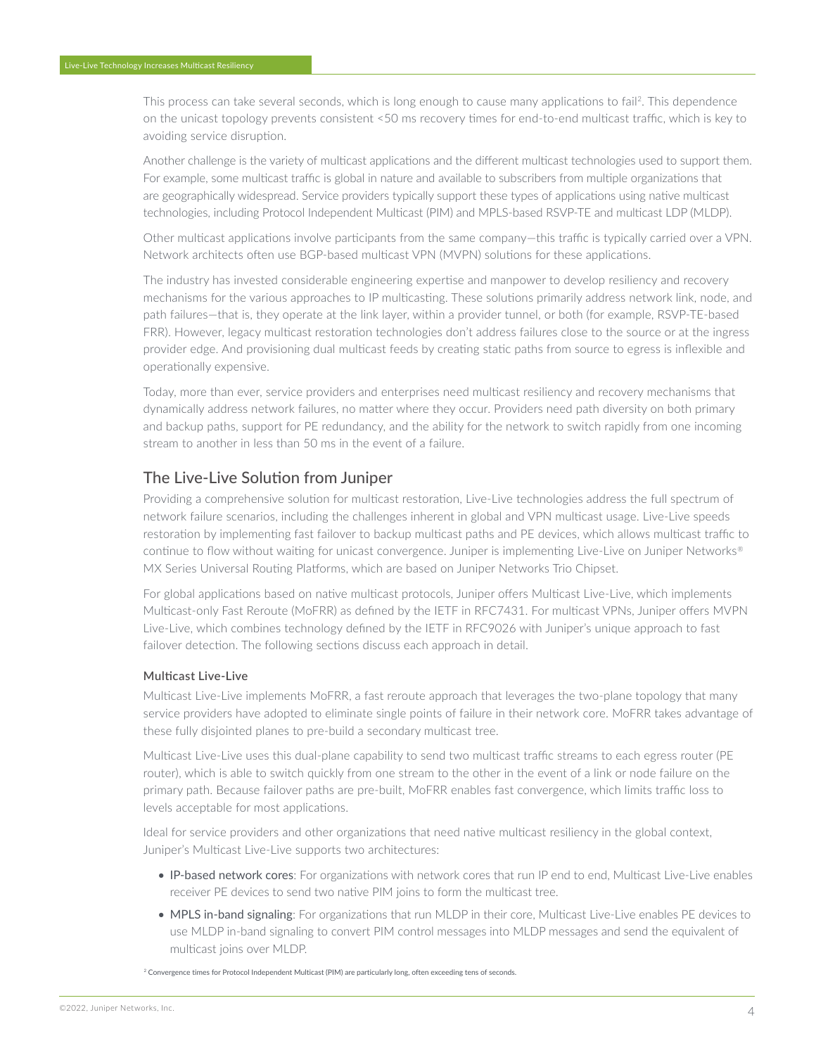This process can take several seconds, which is long enough to cause many applications to fail[2]. This dependence on the unicast topology prevents consistent <50 ms recovery times for end-to-end multicast traffic, which is key to avoiding service disruption.

Another challenge is the variety of multicast applications and the different multicast technologies used to support them. For example, some multicast traffic is global in nature and available to subscribers from multiple organizations that are geographically widespread. Service providers typically support these types of applications using native multicast technologies, including Protocol Independent Multicast (PIM) and MPLS-based RSVP-TE and multicast LDP (MLDP).

Other multicast applications involve participants from the same company—this traffic is typically carried over a VPN. Network architects often use BGP-based multicast VPN (MVPN) solutions for these applications.

The industry has invested considerable engineering expertise and manpower to develop resiliency and recovery mechanisms for the various approaches to IP multicasting. These solutions primarily address network link, node, and path failures—that is, they operate at the link layer, within a provider tunnel, or both (for example, RSVP-TE-based FRR). However, legacy multicast restoration technologies don't address failures close to the source or at the ingress provider edge. And provisioning dual multicast feeds by creating static paths from source to egress is inflexible and operationally expensive.

Today, more than ever, service providers and enterprises need multicast resiliency and recovery mechanisms that dynamically address network failures, no matter where they occur. Providers need path diversity on both primary and backup paths, support for PE redundancy, and the ability for the network to switch rapidly from one incoming stream to another in less than 50 ms in the event of a failure.

## The Live-Live Solution from Juniper

Providing a comprehensive solution for multicast restoration, Live-Live technologies address the full spectrum of network failure scenarios, including the challenges inherent in global and VPN multicast usage. Live-Live speeds restoration by implementing fast failover to backup multicast paths and PE devices, which allows multicast traffic to continue to flow without waiting for unicast convergence. Juniper is implementing Live-Live on Juniper Networks® MX Series Universal Routing Platforms, which are based on Juniper Networks Trio Chipset.

For global applications based on native multicast protocols, Juniper offers Multicast Live-Live, which implements Multicast-only Fast Reroute (MoFRR) as defined by the IETF in RFC7431. For multicast VPNs, Juniper offers MVPN Live-Live, which combines technology defined by the IETF in RFC9026 with Juniper's unique approach to fast failover detection. The following sections discuss each approach in detail.

### Multicast Live-Live

Multicast Live-Live implements MoFRR, a fast reroute approach that leverages the two-plane topology that many service providers have adopted to eliminate single points of failure in their network core. MoFRR takes advantage of these fully disjointed planes to pre-build a secondary multicast tree.

Multicast Live-Live uses this dual-plane capability to send two multicast traffic streams to each egress router (PE router), which is able to switch quickly from one stream to the other in the event of a link or node failure on the primary path. Because failover paths are pre-built, MoFRR enables fast convergence, which limits traffic loss to levels acceptable for most applications.

Ideal for service providers and other organizations that need native multicast resiliency in the global context, Juniper's Multicast Live-Live supports two architectures:

- IP-based network cores: For organizations with network cores that run IP end to end, Multicast Live-Live enables receiver PE devices to send two native PIM joins to form the multicast tree.
- MPLS in-band signaling: For organizations that run MLDP in their core, Multicast Live-Live enables PE devices to use MLDP in-band signaling to convert PIM control messages into MLDP messages and send the equivalent of multicast joins over MLDP.

[2] Convergence times for Protocol Independent Multicast (PIM) are particularly long, often exceeding tens of seconds.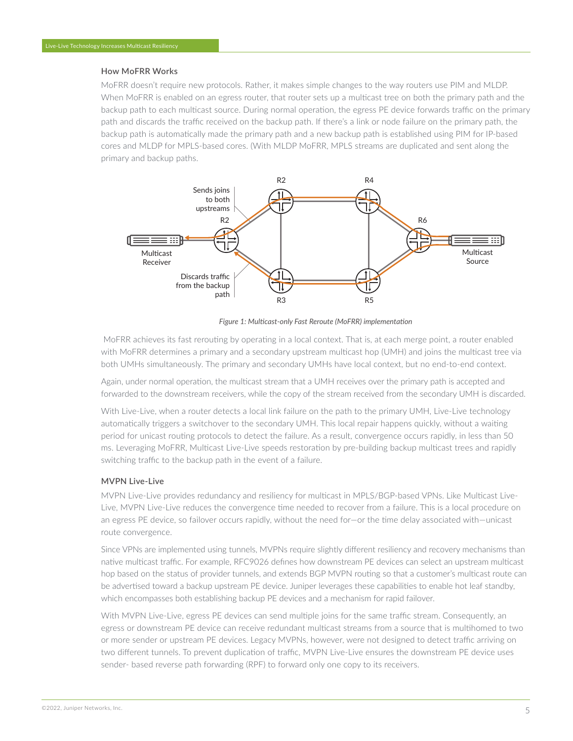### How MoFRR Works

MoFRR doesn't require new protocols. Rather, it makes simple changes to the way routers use PIM and MLDP. When MoFRR is enabled on an egress router, that router sets up a multicast tree on both the primary path and the backup path to each multicast source. During normal operation, the egress PE device forwards traffic on the primary path and discards the traffic received on the backup path. If there's a link or node failure on the primary path, the backup path is automatically made the primary path and a new backup path is established using PIM for IP-based cores and MLDP for MPLS-based cores. (With MLDP MoFRR, MPLS streams are duplicated and sent along the primary and backup paths.

*Figure 1: Multicast-only Fast Reroute (MoFRR) implementation*

MoFRR achieves its fast rerouting by operating in a local context. That is, at each merge point, a router enabled with MoFRR determines a primary and a secondary upstream multicast hop (UMH) and joins the multicast tree via both UMHs simultaneously. The primary and secondary UMHs have local context, but no end-to-end context.

Again, under normal operation, the multicast stream that a UMH receives over the primary path is accepted and forwarded to the downstream receivers, while the copy of the stream received from the secondary UMH is discarded.

With Live-Live, when a router detects a local link failure on the path to the primary UMH, Live-Live technology automatically triggers a switchover to the secondary UMH. This local repair happens quickly, without a waiting period for unicast routing protocols to detect the failure. As a result, convergence occurs rapidly, in less than 50 ms. Leveraging MoFRR, Multicast Live-Live speeds restoration by pre-building backup multicast trees and rapidly switching traffic to the backup path in the event of a failure.

### MVPN Live-Live

MVPN Live-Live provides redundancy and resiliency for multicast in MPLS/BGP-based VPNs. Like Multicast Live-Live, MVPN Live-Live reduces the convergence time needed to recover from a failure. This is a local procedure on an egress PE device, so failover occurs rapidly, without the need for—or the time delay associated with—unicast route convergence.

Since VPNs are implemented using tunnels, MVPNs require slightly different resiliency and recovery mechanisms than native multicast traffic. For example, RFC9026 defines how downstream PE devices can select an upstream multicast hop based on the status of provider tunnels, and extends BGP MVPN routing so that a customer's multicast route can be advertised toward a backup upstream PE device. Juniper leverages these capabilities to enable hot leaf standby, which encompasses both establishing backup PE devices and a mechanism for rapid failover.

With MVPN Live-Live, egress PE devices can send multiple joins for the same traffic stream. Consequently, an egress or downstream PE device can receive redundant multicast streams from a source that is multihomed to two or more sender or upstream PE devices. Legacy MVPNs, however, were not designed to detect traffic arriving on two different tunnels. To prevent duplication of traffic, MVPN Live-Live ensures the downstream PE device uses sender- based reverse path forwarding (RPF) to forward only one copy to its receivers.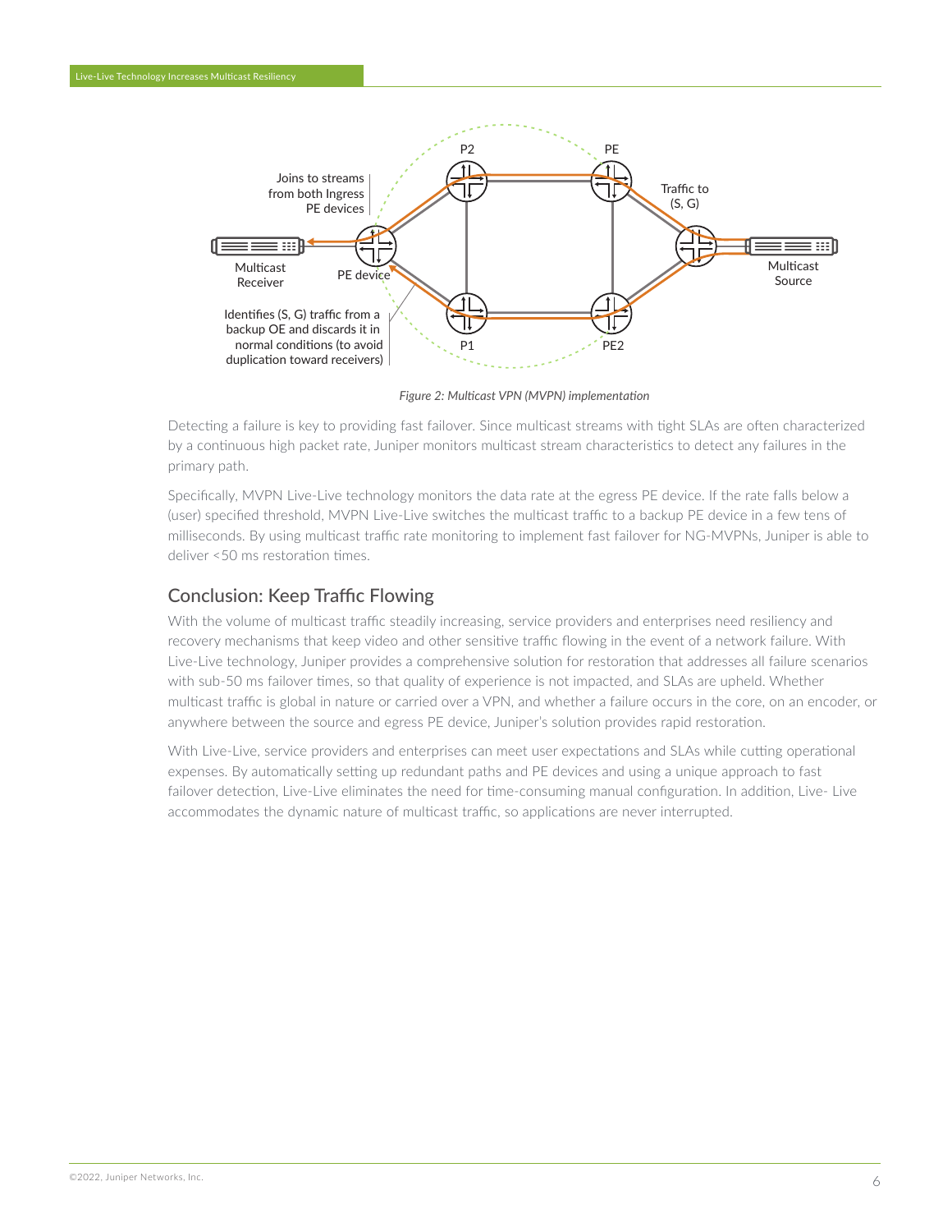*Figure 2: Multicast VPN (MVPN) implementation*

Detecting a failure is key to providing fast failover. Since multicast streams with tight SLAs are often characterized by a continuous high packet rate, Juniper monitors multicast stream characteristics to detect any failures in the primary path.

Specifically, MVPN Live-Live technology monitors the data rate at the egress PE device. If the rate falls below a (user) specified threshold, MVPN Live-Live switches the multicast traffic to a backup PE device in a few tens of milliseconds. By using multicast traffic rate monitoring to implement fast failover for NG-MVPNs, Juniper is able to deliver <50 ms restoration times.

## Conclusion: Keep Traffic Flowing

With the volume of multicast traffic steadily increasing, service providers and enterprises need resiliency and recovery mechanisms that keep video and other sensitive traffic flowing in the event of a network failure. With Live-Live technology, Juniper provides a comprehensive solution for restoration that addresses all failure scenarios with sub-50 ms failover times, so that quality of experience is not impacted, and SLAs are upheld. Whether multicast traffic is global in nature or carried over a VPN, and whether a failure occurs in the core, on an encoder, or anywhere between the source and egress PE device, Juniper's solution provides rapid restoration.

With Live-Live, service providers and enterprises can meet user expectations and SLAs while cutting operational expenses. By automatically setting up redundant paths and PE devices and using a unique approach to fast failover detection, Live-Live eliminates the need for time-consuming manual configuration. In addition, Live- Live accommodates the dynamic nature of multicast traffic, so applications are never interrupted.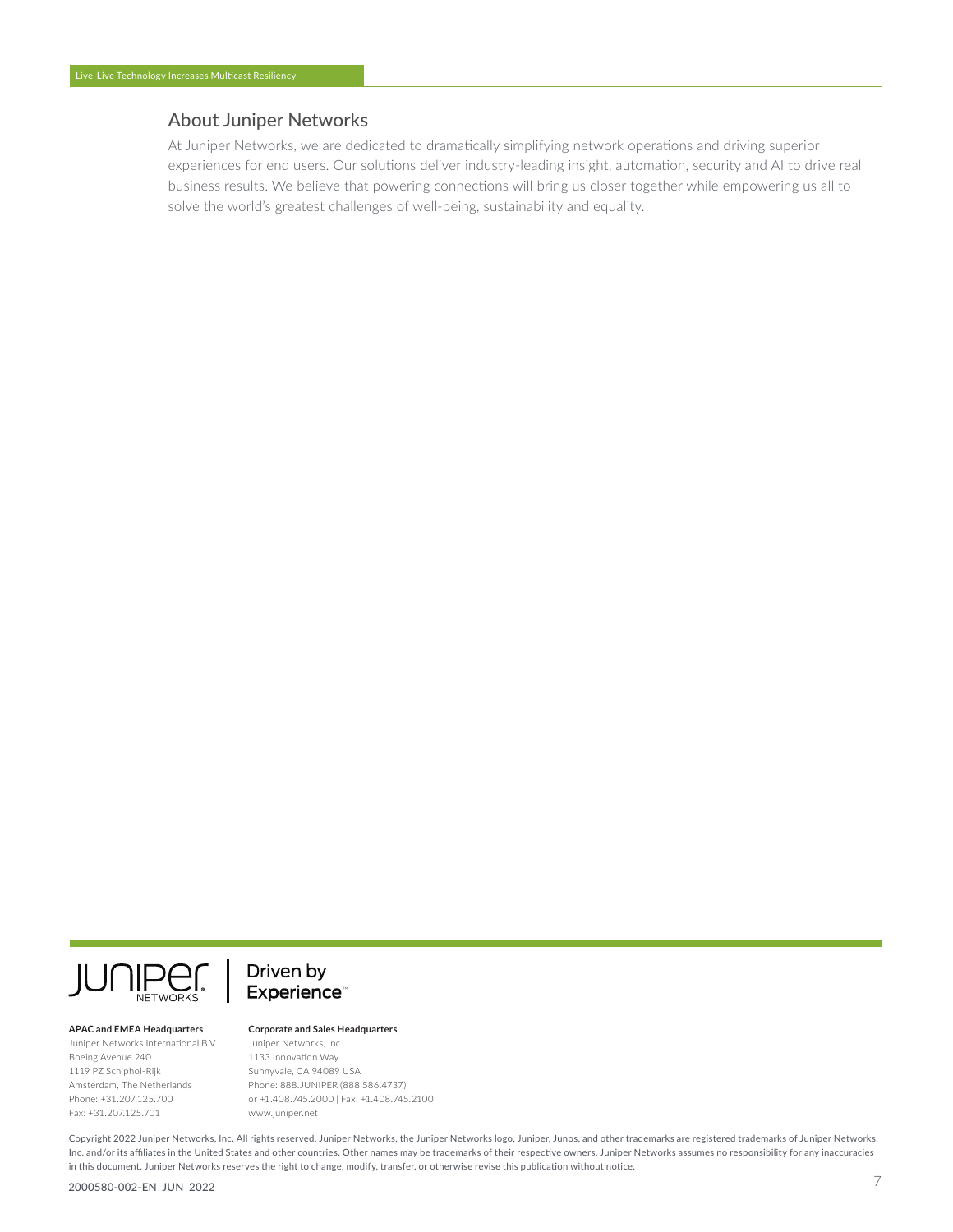## About Juniper Networks

At Juniper Networks, we are dedicated to dramatically simplifying network operations and driving superior experiences for end users. Our solutions deliver industry-leading insight, automation, security and AI to drive real business results. We believe that powering connections will bring us closer together while empowering us all to solve the world's greatest challenges of well-being, sustainability and equality.

Driven by Experience™

**APAC and EMEA Headquarters**
Juniper Networks International B.V.
Boeing Avenue 240
1119 PZ Schiphol-Rijk
Amsterdam, The Netherlands
Phone: +31.207.125.700
Fax: +31.207.125.701

**Corporate and Sales Headquarters**
Juniper Networks, Inc.
1133 Innovation Way
Sunnyvale, CA 94089 USA
Phone: 888.JUNIPER (888.586.4737)
or +1.408.745.2000 | Fax: +1.408.745.2100
www.juniper.net

Copyright 2022 Juniper Networks, Inc. All rights reserved. Juniper Networks, the Juniper Networks logo, Juniper, Junos, and other trademarks are registered trademarks of Juniper Networks, Inc. and/or its affiliates in the United States and other countries. Other names may be trademarks of their respective owners. Juniper Networks assumes no responsibility for any inaccuracies in this document. Juniper Networks reserves the right to change, modify, transfer, or otherwise revise this publication without notice.

2000580-002-EN JUN 2022